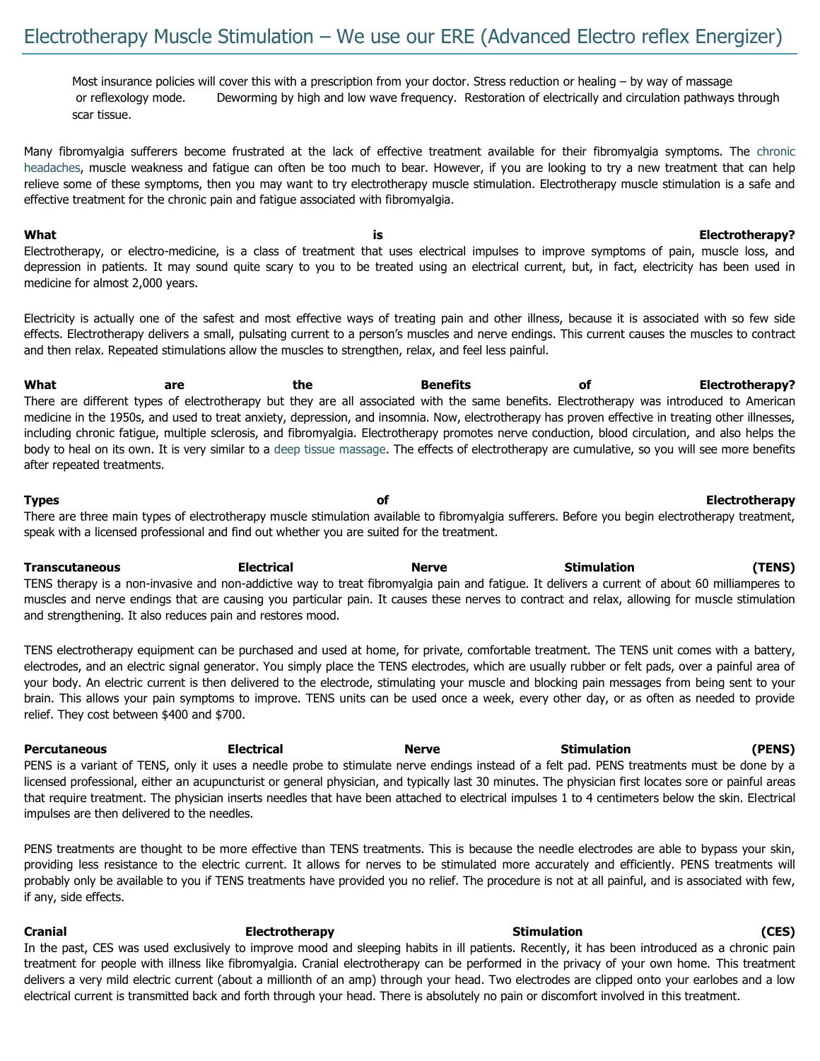# Electrotherapy Muscle Stimulation – We use our ERE (Advanced Electro reflex Energizer)

Most insurance policies will cover this with a prescription from your doctor. Stress reduction or healing – by way of massage or reflexology mode. Deworming by high and low wave frequency. Restoration of electrically and circulation pathways through scar tissue.

Many fibromyalgia sufferers become frustrated at the lack of effective treatment available for their fibromyalgia symptoms. The chronic headaches, muscle weakness and fatigue can often be too much to bear. However, if you are looking to try a new treatment that can help relieve some of these symptoms, then you may want to try electrotherapy muscle stimulation. Electrotherapy muscle stimulation is a safe and effective treatment for the chronic pain and fatigue associated with fibromyalgia.

**What is Electrotherapy?**

Electrotherapy, or electro-medicine, is a class of treatment that uses electrical impulses to improve symptoms of pain, muscle loss, and depression in patients. It may sound quite scary to you to be treated using an electrical current, but, in fact, electricity has been used in medicine for almost 2,000 years.

Electricity is actually one of the safest and most effective ways of treating pain and other illness, because it is associated with so few side effects. Electrotherapy delivers a small, pulsating current to a person's muscles and nerve endings. This current causes the muscles to contract and then relax. Repeated stimulations allow the muscles to strengthen, relax, and feel less painful.

**What are the Benefits of Electrotherapy?**

There are different types of electrotherapy but they are all associated with the same benefits. Electrotherapy was introduced to American medicine in the 1950s, and used to treat anxiety, depression, and insomnia. Now, electrotherapy has proven effective in treating other illnesses, including chronic fatigue, multiple sclerosis, and fibromyalgia. Electrotherapy promotes nerve conduction, blood circulation, and also helps the body to heal on its own. It is very similar to a deep tissue massage. The effects of electrotherapy are cumulative, so you will see more benefits after repeated treatments.

**Types of Electrotherapy**

There are three main types of electrotherapy muscle stimulation available to fibromyalgia sufferers. Before you begin electrotherapy treatment, speak with a licensed professional and find out whether you are suited for the treatment.

**Transcutaneous Electrical Nerve Stimulation (TENS)**

TENS therapy is a non-invasive and non-addictive way to treat fibromyalgia pain and fatigue. It delivers a current of about 60 milliamperes to muscles and nerve endings that are causing you particular pain. It causes these nerves to contract and relax, allowing for muscle stimulation and strengthening. It also reduces pain and restores mood.

TENS electrotherapy equipment can be purchased and used at home, for private, comfortable treatment. The TENS unit comes with a battery, electrodes, and an electric signal generator. You simply place the TENS electrodes, which are usually rubber or felt pads, over a painful area of your body. An electric current is then delivered to the electrode, stimulating your muscle and blocking pain messages from being sent to your brain. This allows your pain symptoms to improve. TENS units can be used once a week, every other day, or as often as needed to provide relief. They cost between $400 and $700.

**Percutaneous Electrical Nerve Stimulation (PENS)**

PENS is a variant of TENS, only it uses a needle probe to stimulate nerve endings instead of a felt pad. PENS treatments must be done by a licensed professional, either an acupuncturist or general physician, and typically last 30 minutes. The physician first locates sore or painful areas that require treatment. The physician inserts needles that have been attached to electrical impulses 1 to 4 centimeters below the skin. Electrical impulses are then delivered to the needles.

PENS treatments are thought to be more effective than TENS treatments. This is because the needle electrodes are able to bypass your skin, providing less resistance to the electric current. It allows for nerves to be stimulated more accurately and efficiently. PENS treatments will probably only be available to you if TENS treatments have provided you no relief. The procedure is not at all painful, and is associated with few, if any, side effects.

**Cranial Electrotherapy Stimulation (CES)**

In the past, CES was used exclusively to improve mood and sleeping habits in ill patients. Recently, it has been introduced as a chronic pain treatment for people with illness like fibromyalgia. Cranial electrotherapy can be performed in the privacy of your own home. This treatment delivers a very mild electric current (about a millionth of an amp) through your head. Two electrodes are clipped onto your earlobes and a low electrical current is transmitted back and forth through your head. There is absolutely no pain or discomfort involved in this treatment.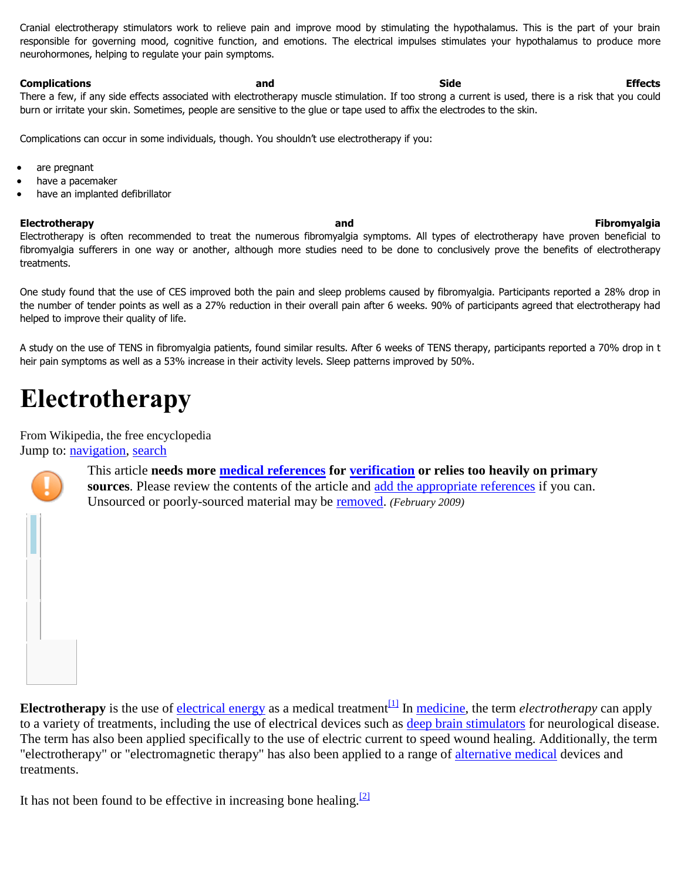Cranial electrotherapy stimulators work to relieve pain and improve mood by stimulating the hypothalamus. This is the part of your brain responsible for governing mood, cognitive function, and emotions. The electrical impulses stimulates your hypothalamus to produce more neurohormones, helping to regulate your pain symptoms.

**Complications and Side Effects**

There a few, if any side effects associated with electrotherapy muscle stimulation. If too strong a current is used, there is a risk that you could burn or irritate your skin. Sometimes, people are sensitive to the glue or tape used to affix the electrodes to the skin.

Complications can occur in some individuals, though. You shouldn't use electrotherapy if you:

- are pregnant
- have a pacemaker
- have an implanted defibrillator

**Electrotherapy and Fibromyalgia**

Electrotherapy is often recommended to treat the numerous fibromyalgia symptoms. All types of electrotherapy have proven beneficial to fibromyalgia sufferers in one way or another, although more studies need to be done to conclusively prove the benefits of electrotherapy treatments.

One study found that the use of CES improved both the pain and sleep problems caused by fibromyalgia. Participants reported a 28% drop in the number of tender points as well as a 27% reduction in their overall pain after 6 weeks. 90% of participants agreed that electrotherapy had helped to improve their quality of life.

A study on the use of TENS in fibromyalgia patients, found similar results. After 6 weeks of TENS therapy, participants reported a 70% drop in their pain symptoms as well as a 53% increase in their activity levels. Sleep patterns improved by 50%.

# Electrotherapy

From Wikipedia, the free encyclopedia
Jump to: navigation, search

This article **needs more medical references for verification or relies too heavily on primary sources**. Please review the contents of the article and add the appropriate references if you can. Unsourced or poorly-sourced material may be removed. *(February 2009)*

**Electrotherapy** is the use of electrical energy as a medical treatment[1] In medicine, the term *electrotherapy* can apply to a variety of treatments, including the use of electrical devices such as deep brain stimulators for neurological disease. The term has also been applied specifically to the use of electric current to speed wound healing. Additionally, the term "electrotherapy" or "electromagnetic therapy" has also been applied to a range of alternative medical devices and treatments.

It has not been found to be effective in increasing bone healing.[2]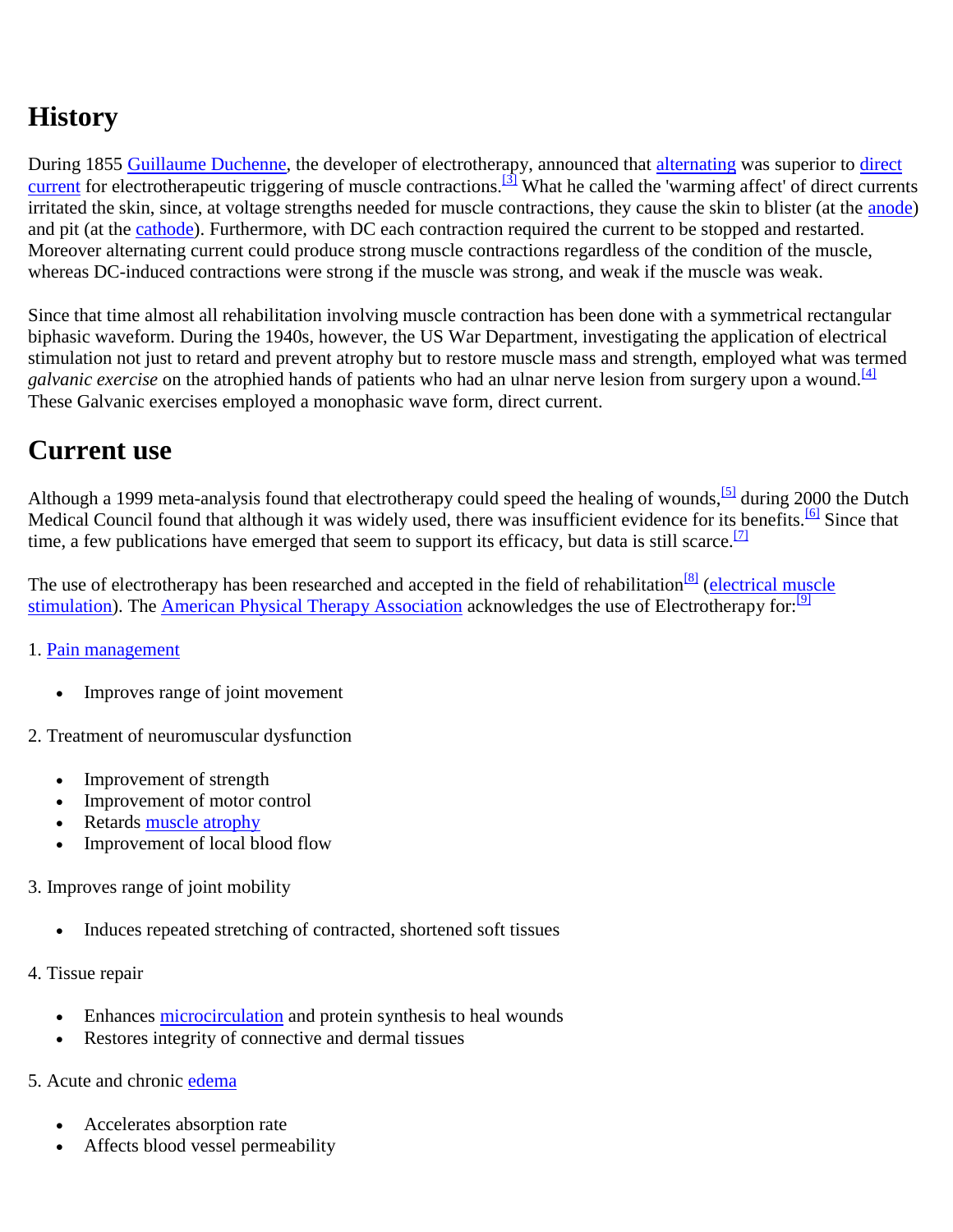## History

During 1855 Guillaume Duchenne, the developer of electrotherapy, announced that alternating was superior to direct current for electrotherapeutic triggering of muscle contractions.[3] What he called the 'warming affect' of direct currents irritated the skin, since, at voltage strengths needed for muscle contractions, they cause the skin to blister (at the anode) and pit (at the cathode). Furthermore, with DC each contraction required the current to be stopped and restarted. Moreover alternating current could produce strong muscle contractions regardless of the condition of the muscle, whereas DC-induced contractions were strong if the muscle was strong, and weak if the muscle was weak.

Since that time almost all rehabilitation involving muscle contraction has been done with a symmetrical rectangular biphasic waveform. During the 1940s, however, the US War Department, investigating the application of electrical stimulation not just to retard and prevent atrophy but to restore muscle mass and strength, employed what was termed *galvanic exercise* on the atrophied hands of patients who had an ulnar nerve lesion from surgery upon a wound.[4] These Galvanic exercises employed a monophasic wave form, direct current.

## Current use

Although a 1999 meta-analysis found that electrotherapy could speed the healing of wounds,[5] during 2000 the Dutch Medical Council found that although it was widely used, there was insufficient evidence for its benefits.[6] Since that time, a few publications have emerged that seem to support its efficacy, but data is still scarce.[7]

The use of electrotherapy has been researched and accepted in the field of rehabilitation[8] (electrical muscle stimulation). The American Physical Therapy Association acknowledges the use of Electrotherapy for:[9]

1. Pain management

- Improves range of joint movement

2. Treatment of neuromuscular dysfunction

- Improvement of strength
- Improvement of motor control
- Retards muscle atrophy
- Improvement of local blood flow

3. Improves range of joint mobility

- Induces repeated stretching of contracted, shortened soft tissues

4. Tissue repair

- Enhances microcirculation and protein synthesis to heal wounds
- Restores integrity of connective and dermal tissues

5. Acute and chronic edema

- Accelerates absorption rate
- Affects blood vessel permeability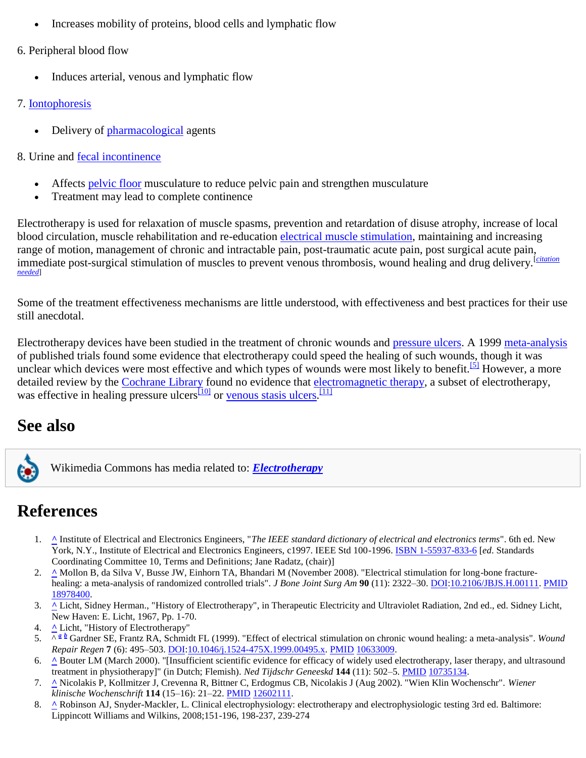- Increases mobility of proteins, blood cells and lymphatic flow

6. Peripheral blood flow

- Induces arterial, venous and lymphatic flow

7. Iontophoresis

- Delivery of pharmacological agents

8. Urine and fecal incontinence

- Affects pelvic floor musculature to reduce pelvic pain and strengthen musculature
- Treatment may lead to complete continence

Electrotherapy is used for relaxation of muscle spasms, prevention and retardation of disuse atrophy, increase of local blood circulation, muscle rehabilitation and re-education electrical muscle stimulation, maintaining and increasing range of motion, management of chronic and intractable pain, post-traumatic acute pain, post surgical acute pain, immediate post-surgical stimulation of muscles to prevent venous thrombosis, wound healing and drug delivery.[*citation needed*]

Some of the treatment effectiveness mechanisms are little understood, with effectiveness and best practices for their use still anecdotal.

Electrotherapy devices have been studied in the treatment of chronic wounds and pressure ulcers. A 1999 meta-analysis of published trials found some evidence that electrotherapy could speed the healing of such wounds, though it was unclear which devices were most effective and which types of wounds were most likely to benefit.[5] However, a more detailed review by the Cochrane Library found no evidence that electromagnetic therapy, a subset of electrotherapy, was effective in healing pressure ulcers[10] or venous stasis ulcers.[11]

## See also

Wikimedia Commons has media related to: ***Electrotherapy***

## References

1. ^ Institute of Electrical and Electronics Engineers, "*The IEEE standard dictionary of electrical and electronics terms*". 6th ed. New York, N.Y., Institute of Electrical and Electronics Engineers, c1997. IEEE Std 100-1996. ISBN 1-55937-833-6 [*ed*. Standards Coordinating Committee 10, Terms and Definitions; Jane Radatz, (chair)]
2. ^ Mollon B, da Silva V, Busse JW, Einhorn TA, Bhandari M (November 2008). "Electrical stimulation for long-bone fracture-healing: a meta-analysis of randomized controlled trials". *J Bone Joint Surg Am* **90** (11): 2322–30. DOI:10.2106/JBJS.H.00111. PMID 18978400.
3. ^ Licht, Sidney Herman., "History of Electrotherapy", in Therapeutic Electricity and Ultraviolet Radiation, 2nd ed., ed. Sidney Licht, New Haven: E. Licht, 1967, Pp. 1-70.
4. ^ Licht, "History of Electrotherapy"
5. ^ *a* *b* Gardner SE, Frantz RA, Schmidt FL (1999). "Effect of electrical stimulation on chronic wound healing: a meta-analysis". *Wound Repair Regen* **7** (6): 495–503. DOI:10.1046/j.1524-475X.1999.00495.x. PMID 10633009.
6. ^ Bouter LM (March 2000). "[Insufficient scientific evidence for efficacy of widely used electrotherapy, laser therapy, and ultrasound treatment in physiotherapy]" (in Dutch; Flemish). *Ned Tijdschr Geneeskd* **144** (11): 502–5. PMID 10735134.
7. ^ Nicolakis P, Kollmitzer J, Crevenna R, Bittner C, Erdogmus CB, Nicolakis J (Aug 2002). "Wien Klin Wochenschr". *Wiener klinische Wochenschrift* **114** (15–16): 21–22. PMID 12602111.
8. ^ Robinson AJ, Snyder-Mackler, L. Clinical electrophysiology: electrotherapy and electrophysiologic testing 3rd ed. Baltimore: Lippincott Williams and Wilkins, 2008;151-196, 198-237, 239-274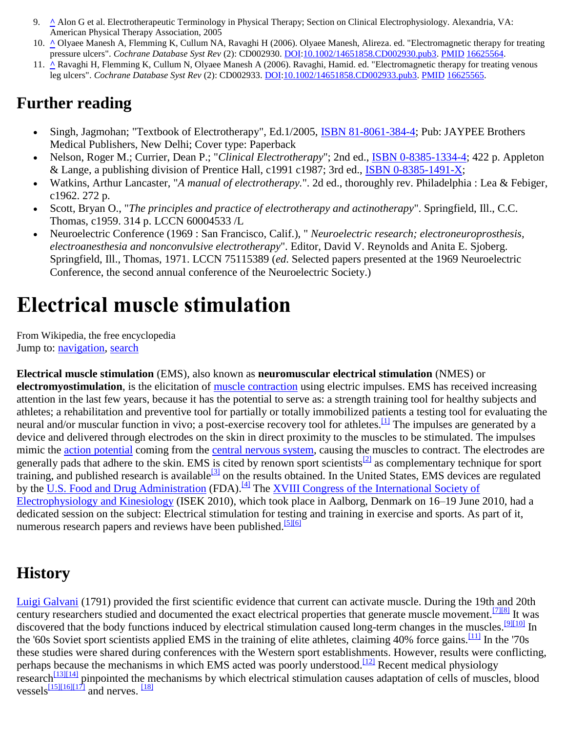9. ^ Alon G et al. Electrotherapeutic Terminology in Physical Therapy; Section on Clinical Electrophysiology. Alexandria, VA: American Physical Therapy Association, 2005
10. ^ Olyaee Manesh A, Flemming K, Cullum NA, Ravaghi H (2006). Olyaee Manesh, Alireza. ed. "Electromagnetic therapy for treating pressure ulcers". *Cochrane Database Syst Rev* (2): CD002930. DOI:10.1002/14651858.CD002930.pub3. PMID 16625564.
11. ^ Ravaghi H, Flemming K, Cullum N, Olyaee Manesh A (2006). Ravaghi, Hamid. ed. "Electromagnetic therapy for treating venous leg ulcers". *Cochrane Database Syst Rev* (2): CD002933. DOI:10.1002/14651858.CD002933.pub3. PMID 16625565.

## Further reading

- Singh, Jagmohan; "Textbook of Electrotherapy", Ed.1/2005, ISBN 81-8061-384-4; Pub: JAYPEE Brothers Medical Publishers, New Delhi; Cover type: Paperback
- Nelson, Roger M.; Currier, Dean P.; "*Clinical Electrotherapy*"; 2nd ed., ISBN 0-8385-1334-4; 422 p. Appleton & Lange, a publishing division of Prentice Hall, c1991 c1987; 3rd ed., ISBN 0-8385-1491-X;
- Watkins, Arthur Lancaster, "*A manual of electrotherapy.*". 2d ed., thoroughly rev. Philadelphia : Lea & Febiger, c1962. 272 p.
- Scott, Bryan O., "*The principles and practice of electrotherapy and actinotherapy*". Springfield, Ill., C.C. Thomas, c1959. 314 p. LCCN 60004533 /L
- Neuroelectric Conference (1969 : San Francisco, Calif.), " *Neuroelectric research; electroneuroprosthesis, electroanesthesia and nonconvulsive electrotherapy*". Editor, David V. Reynolds and Anita E. Sjoberg. Springfield, Ill., Thomas, 1971. LCCN 75115389 (*ed.* Selected papers presented at the 1969 Neuroelectric Conference, the second annual conference of the Neuroelectric Society.)

# Electrical muscle stimulation

From Wikipedia, the free encyclopedia
Jump to: navigation, search

**Electrical muscle stimulation** (EMS), also known as **neuromuscular electrical stimulation** (NMES) or **electromyostimulation**, is the elicitation of muscle contraction using electric impulses. EMS has received increasing attention in the last few years, because it has the potential to serve as: a strength training tool for healthy subjects and athletes; a rehabilitation and preventive tool for partially or totally immobilized patients a testing tool for evaluating the neural and/or muscular function in vivo; a post-exercise recovery tool for athletes.[1] The impulses are generated by a device and delivered through electrodes on the skin in direct proximity to the muscles to be stimulated. The impulses mimic the action potential coming from the central nervous system, causing the muscles to contract. The electrodes are generally pads that adhere to the skin. EMS is cited by renown sport scientists[2] as complementary technique for sport training, and published research is available[3] on the results obtained. In the United States, EMS devices are regulated by the U.S. Food and Drug Administration (FDA).[4] The XVIII Congress of the International Society of Electrophysiology and Kinesiology (ISEK 2010), which took place in Aalborg, Denmark on 16–19 June 2010, had a dedicated session on the subject: Electrical stimulation for testing and training in exercise and sports. As part of it, numerous research papers and reviews have been published.[5][6]

## History

Luigi Galvani (1791) provided the first scientific evidence that current can activate muscle. During the 19th and 20th century researchers studied and documented the exact electrical properties that generate muscle movement.[7][8] It was discovered that the body functions induced by electrical stimulation caused long-term changes in the muscles.[9][10] In the '60s Soviet sport scientists applied EMS in the training of elite athletes, claiming 40% force gains.[11] In the '70s these studies were shared during conferences with the Western sport establishments. However, results were conflicting, perhaps because the mechanisms in which EMS acted was poorly understood.[12] Recent medical physiology research[13][14] pinpointed the mechanisms by which electrical stimulation causes adaptation of cells of muscles, blood vessels[15][16][17] and nerves. [18]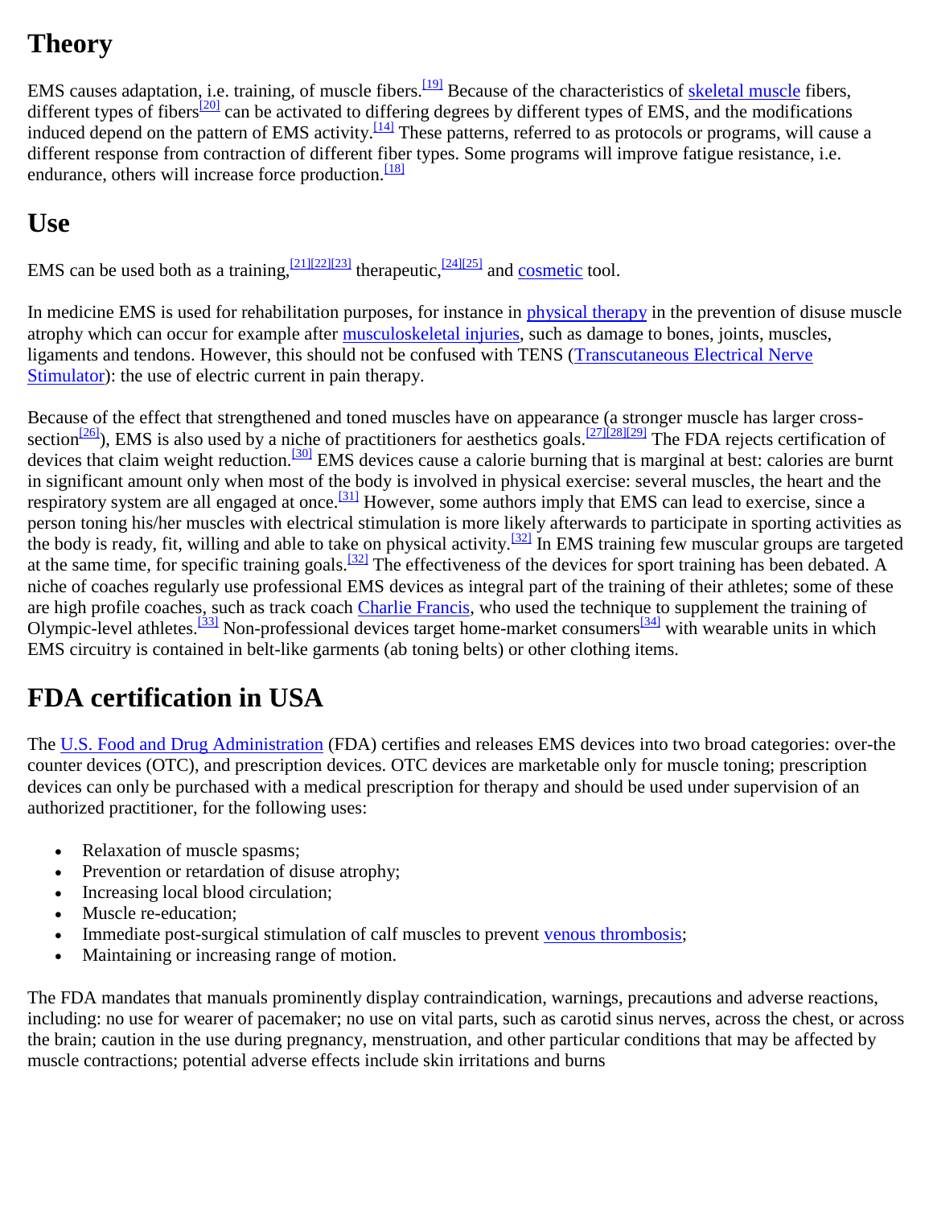## Theory

EMS causes adaptation, i.e. training, of muscle fibers.[19] Because of the characteristics of skeletal muscle fibers, different types of fibers[20] can be activated to differing degrees by different types of EMS, and the modifications induced depend on the pattern of EMS activity.[14] These patterns, referred to as protocols or programs, will cause a different response from contraction of different fiber types. Some programs will improve fatigue resistance, i.e. endurance, others will increase force production.[18]

## Use

EMS can be used both as a training,[21][22][23] therapeutic,[24][25] and cosmetic tool.

In medicine EMS is used for rehabilitation purposes, for instance in physical therapy in the prevention of disuse muscle atrophy which can occur for example after musculoskeletal injuries, such as damage to bones, joints, muscles, ligaments and tendons. However, this should not be confused with TENS (Transcutaneous Electrical Nerve Stimulator): the use of electric current in pain therapy.

Because of the effect that strengthened and toned muscles have on appearance (a stronger muscle has larger cross-section[26]), EMS is also used by a niche of practitioners for aesthetics goals.[27][28][29] The FDA rejects certification of devices that claim weight reduction.[30] EMS devices cause a calorie burning that is marginal at best: calories are burnt in significant amount only when most of the body is involved in physical exercise: several muscles, the heart and the respiratory system are all engaged at once.[31] However, some authors imply that EMS can lead to exercise, since a person toning his/her muscles with electrical stimulation is more likely afterwards to participate in sporting activities as the body is ready, fit, willing and able to take on physical activity.[32] In EMS training few muscular groups are targeted at the same time, for specific training goals.[32] The effectiveness of the devices for sport training has been debated. A niche of coaches regularly use professional EMS devices as integral part of the training of their athletes; some of these are high profile coaches, such as track coach Charlie Francis, who used the technique to supplement the training of Olympic-level athletes.[33] Non-professional devices target home-market consumers[34] with wearable units in which EMS circuitry is contained in belt-like garments (ab toning belts) or other clothing items.

## FDA certification in USA

The U.S. Food and Drug Administration (FDA) certifies and releases EMS devices into two broad categories: over-the counter devices (OTC), and prescription devices. OTC devices are marketable only for muscle toning; prescription devices can only be purchased with a medical prescription for therapy and should be used under supervision of an authorized practitioner, for the following uses:

- Relaxation of muscle spasms;
- Prevention or retardation of disuse atrophy;
- Increasing local blood circulation;
- Muscle re-education;
- Immediate post-surgical stimulation of calf muscles to prevent venous thrombosis;
- Maintaining or increasing range of motion.

The FDA mandates that manuals prominently display contraindication, warnings, precautions and adverse reactions, including: no use for wearer of pacemaker; no use on vital parts, such as carotid sinus nerves, across the chest, or across the brain; caution in the use during pregnancy, menstruation, and other particular conditions that may be affected by muscle contractions; potential adverse effects include skin irritations and burns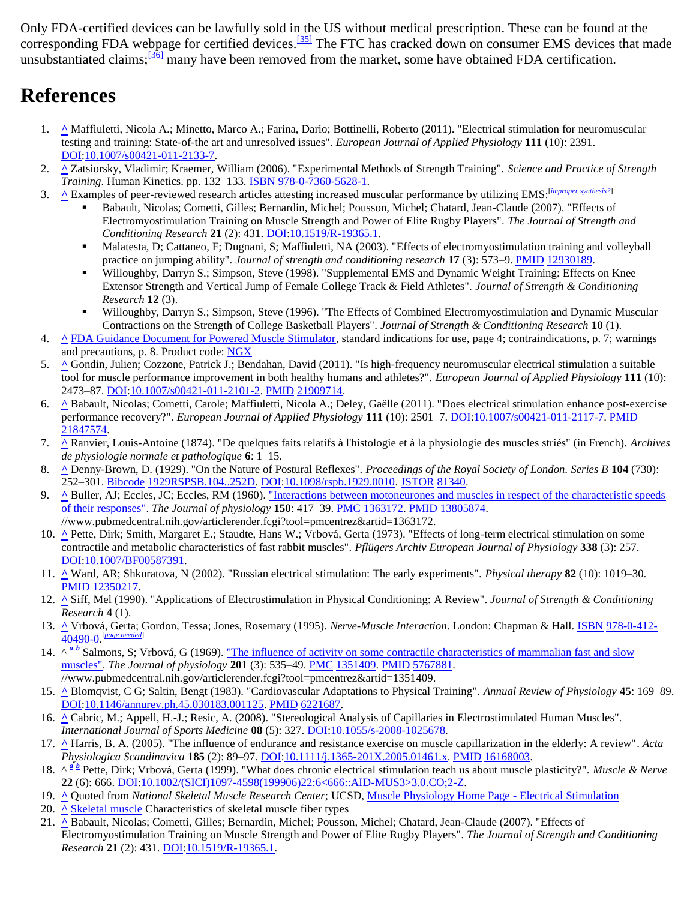Only FDA-certified devices can be lawfully sold in the US without medical prescription. These can be found at the corresponding FDA webpage for certified devices.[35] The FTC has cracked down on consumer EMS devices that made unsubstantiated claims;[36] many have been removed from the market, some have obtained FDA certification.

# References

1. ^ Maffiuletti, Nicola A.; Minetto, Marco A.; Farina, Dario; Bottinelli, Roberto (2011). "Electrical stimulation for neuromuscular testing and training: State-of-the art and unresolved issues". *European Journal of Applied Physiology* **111** (10): 2391. DOI:10.1007/s00421-011-2133-7.
2. ^ Zatsiorsky, Vladimir; Kraemer, William (2006). "Experimental Methods of Strength Training". *Science and Practice of Strength Training*. Human Kinetics. pp. 132–133. ISBN 978-0-7360-5628-1.
3. ^ Examples of peer-reviewed research articles attesting increased muscular performance by utilizing EMS:[*improper synthesis?*]
   - Babault, Nicolas; Cometti, Gilles; Bernardin, Michel; Pousson, Michel; Chatard, Jean-Claude (2007). "Effects of Electromyostimulation Training on Muscle Strength and Power of Elite Rugby Players". *The Journal of Strength and Conditioning Research* **21** (2): 431. DOI:10.1519/R-19365.1.
   - Malatesta, D; Cattaneo, F; Dugnani, S; Maffiuletti, NA (2003). "Effects of electromyostimulation training and volleyball practice on jumping ability". *Journal of strength and conditioning research* **17** (3): 573–9. PMID 12930189.
   - Willoughby, Darryn S.; Simpson, Steve (1998). "Supplemental EMS and Dynamic Weight Training: Effects on Knee Extensor Strength and Vertical Jump of Female College Track & Field Athletes". *Journal of Strength & Conditioning Research* **12** (3).
   - Willoughby, Darryn S.; Simpson, Steve (1996). "The Effects of Combined Electromyostimulation and Dynamic Muscular Contractions on the Strength of College Basketball Players". *Journal of Strength & Conditioning Research* **10** (1).
4. ^ FDA Guidance Document for Powered Muscle Stimulator, standard indications for use, page 4; contraindications, p. 7; warnings and precautions, p. 8. Product code: NGX
5. ^ Gondin, Julien; Cozzone, Patrick J.; Bendahan, David (2011). "Is high-frequency neuromuscular electrical stimulation a suitable tool for muscle performance improvement in both healthy humans and athletes?". *European Journal of Applied Physiology* **111** (10): 2473–87. DOI:10.1007/s00421-011-2101-2. PMID 21909714.
6. ^ Babault, Nicolas; Cometti, Carole; Maffiuletti, Nicola A.; Deley, Gaëlle (2011). "Does electrical stimulation enhance post-exercise performance recovery?". *European Journal of Applied Physiology* **111** (10): 2501–7. DOI:10.1007/s00421-011-2117-7. PMID 21847574.
7. ^ Ranvier, Louis-Antoine (1874). "De quelques faits relatifs à l'histologie et à la physiologie des muscles striés" (in French). *Archives de physiologie normale et pathologique* **6**: 1–15.
8. ^ Denny-Brown, D. (1929). "On the Nature of Postural Reflexes". *Proceedings of the Royal Society of London. Series B* **104** (730): 252–301. Bibcode 1929RSPSB.104..252D. DOI:10.1098/rspb.1929.0010. JSTOR 81340.
9. ^ Buller, AJ; Eccles, JC; Eccles, RM (1960). "Interactions between motoneurones and muscles in respect of the characteristic speeds of their responses". *The Journal of physiology* **150**: 417–39. PMC 1363172. PMID 13805874. //www.pubmedcentral.nih.gov/articlerender.fcgi?tool=pmcentrez&artid=1363172.
10. ^ Pette, Dirk; Smith, Margaret E.; Staudte, Hans W.; Vrbová, Gerta (1973). "Effects of long-term electrical stimulation on some contractile and metabolic characteristics of fast rabbit muscles". *Pflügers Archiv European Journal of Physiology* **338** (3): 257. DOI:10.1007/BF00587391.
11. ^ Ward, AR; Shkuratova, N (2002). "Russian electrical stimulation: The early experiments". *Physical therapy* **82** (10): 1019–30. PMID 12350217.
12. ^ Siff, Mel (1990). "Applications of Electrostimulation in Physical Conditioning: A Review". *Journal of Strength & Conditioning Research* **4** (1).
13. ^ Vrbová, Gerta; Gordon, Tessa; Jones, Rosemary (1995). *Nerve-Muscle Interaction*. London: Chapman & Hall. ISBN 978-0-412-40490-0.[*page needed*]
14. ^ *a* *b* Salmons, S; Vrbová, G (1969). "The influence of activity on some contractile characteristics of mammalian fast and slow muscles". *The Journal of physiology* **201** (3): 535–49. PMC 1351409. PMID 5767881. //www.pubmedcentral.nih.gov/articlerender.fcgi?tool=pmcentrez&artid=1351409.
15. ^ Blomqvist, C G; Saltin, Bengt (1983). "Cardiovascular Adaptations to Physical Training". *Annual Review of Physiology* **45**: 169–89. DOI:10.1146/annurev.ph.45.030183.001125. PMID 6221687.
16. ^ Cabric, M.; Appell, H.-J.; Resic, A. (2008). "Stereological Analysis of Capillaries in Electrostimulated Human Muscles". *International Journal of Sports Medicine* **08** (5): 327. DOI:10.1055/s-2008-1025678.
17. ^ Harris, B. A. (2005). "The influence of endurance and resistance exercise on muscle capillarization in the elderly: A review". *Acta Physiologica Scandinavica* **185** (2): 89–97. DOI:10.1111/j.1365-201X.2005.01461.x. PMID 16168003.
18. ^ *a* *b* Pette, Dirk; Vrbová, Gerta (1999). "What does chronic electrical stimulation teach us about muscle plasticity?". *Muscle & Nerve* **22** (6): 666. DOI:10.1002/(SICI)1097-4598(199906)22:6<666::AID-MUS3>3.0.CO;2-Z.
19. ^ Quoted from *National Skeletal Muscle Research Center*; UCSD, Muscle Physiology Home Page - Electrical Stimulation
20. ^ Skeletal muscle Characteristics of skeletal muscle fiber types
21. ^ Babault, Nicolas; Cometti, Gilles; Bernardin, Michel; Pousson, Michel; Chatard, Jean-Claude (2007). "Effects of Electromyostimulation Training on Muscle Strength and Power of Elite Rugby Players". *The Journal of Strength and Conditioning Research* **21** (2): 431. DOI:10.1519/R-19365.1.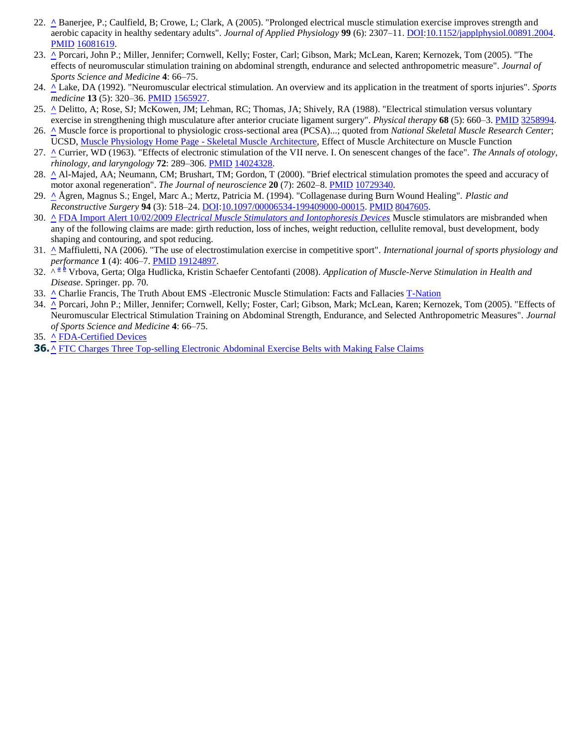22. ^ Banerjee, P.; Caulfield, B; Crowe, L; Clark, A (2005). "Prolonged electrical muscle stimulation exercise improves strength and aerobic capacity in healthy sedentary adults". *Journal of Applied Physiology* **99** (6): 2307–11. DOI:10.1152/japplphysiol.00891.2004. PMID 16081619.
23. ^ Porcari, John P.; Miller, Jennifer; Cornwell, Kelly; Foster, Carl; Gibson, Mark; McLean, Karen; Kernozek, Tom (2005). "The effects of neuromuscular stimulation training on abdominal strength, endurance and selected anthropometric measure". *Journal of Sports Science and Medicine* **4**: 66–75.
24. ^ Lake, DA (1992). "Neuromuscular electrical stimulation. An overview and its application in the treatment of sports injuries". *Sports medicine* **13** (5): 320–36. PMID 1565927.
25. ^ Delitto, A; Rose, SJ; McKowen, JM; Lehman, RC; Thomas, JA; Shively, RA (1988). "Electrical stimulation versus voluntary exercise in strengthening thigh musculature after anterior cruciate ligament surgery". *Physical therapy* **68** (5): 660–3. PMID 3258994.
26. ^ Muscle force is proportional to physiologic cross-sectional area (PCSA)...; quoted from *National Skeletal Muscle Research Center*; UCSD, Muscle Physiology Home Page - Skeletal Muscle Architecture, Effect of Muscle Architecture on Muscle Function
27. ^ Currier, WD (1963). "Effects of electronic stimulation of the VII nerve. I. On senescent changes of the face". *The Annals of otology, rhinology, and laryngology* **72**: 289–306. PMID 14024328.
28. ^ Al-Majed, AA; Neumann, CM; Brushart, TM; Gordon, T (2000). "Brief electrical stimulation promotes the speed and accuracy of motor axonal regeneration". *The Journal of neuroscience* **20** (7): 2602–8. PMID 10729340.
29. ^ Ågren, Magnus S.; Engel, Marc A.; Mertz, Patricia M. (1994). "Collagenase during Burn Wound Healing". *Plastic and Reconstructive Surgery* **94** (3): 518–24. DOI:10.1097/00006534-199409000-00015. PMID 8047605.
30. ^ FDA Import Alert 10/02/2009 *Electrical Muscle Stimulators and Iontophoresis Devices* Muscle stimulators are misbranded when any of the following claims are made: girth reduction, loss of inches, weight reduction, cellulite removal, bust development, body shaping and contouring, and spot reducing.
31. ^ Maffiuletti, NA (2006). "The use of electrostimulation exercise in competitive sport". *International journal of sports physiology and performance* **1** (4): 406–7. PMID 19124897.
32. ^ *a* *b* Vrbova, Gerta; Olga Hudlicka, Kristin Schaefer Centofanti (2008). *Application of Muscle-Nerve Stimulation in Health and Disease*. Springer. pp. 70.
33. ^ Charlie Francis, The Truth About EMS -Electronic Muscle Stimulation: Facts and Fallacies T-Nation
34. ^ Porcari, John P.; Miller, Jennifer; Cornwell, Kelly; Foster, Carl; Gibson, Mark; McLean, Karen; Kernozek, Tom (2005). "Effects of Neuromuscular Electrical Stimulation Training on Abdominal Strength, Endurance, and Selected Anthropometric Measures". *Journal of Sports Science and Medicine* **4**: 66–75.
35. ^ FDA-Certified Devices
36. ^ FTC Charges Three Top-selling Electronic Abdominal Exercise Belts with Making False Claims